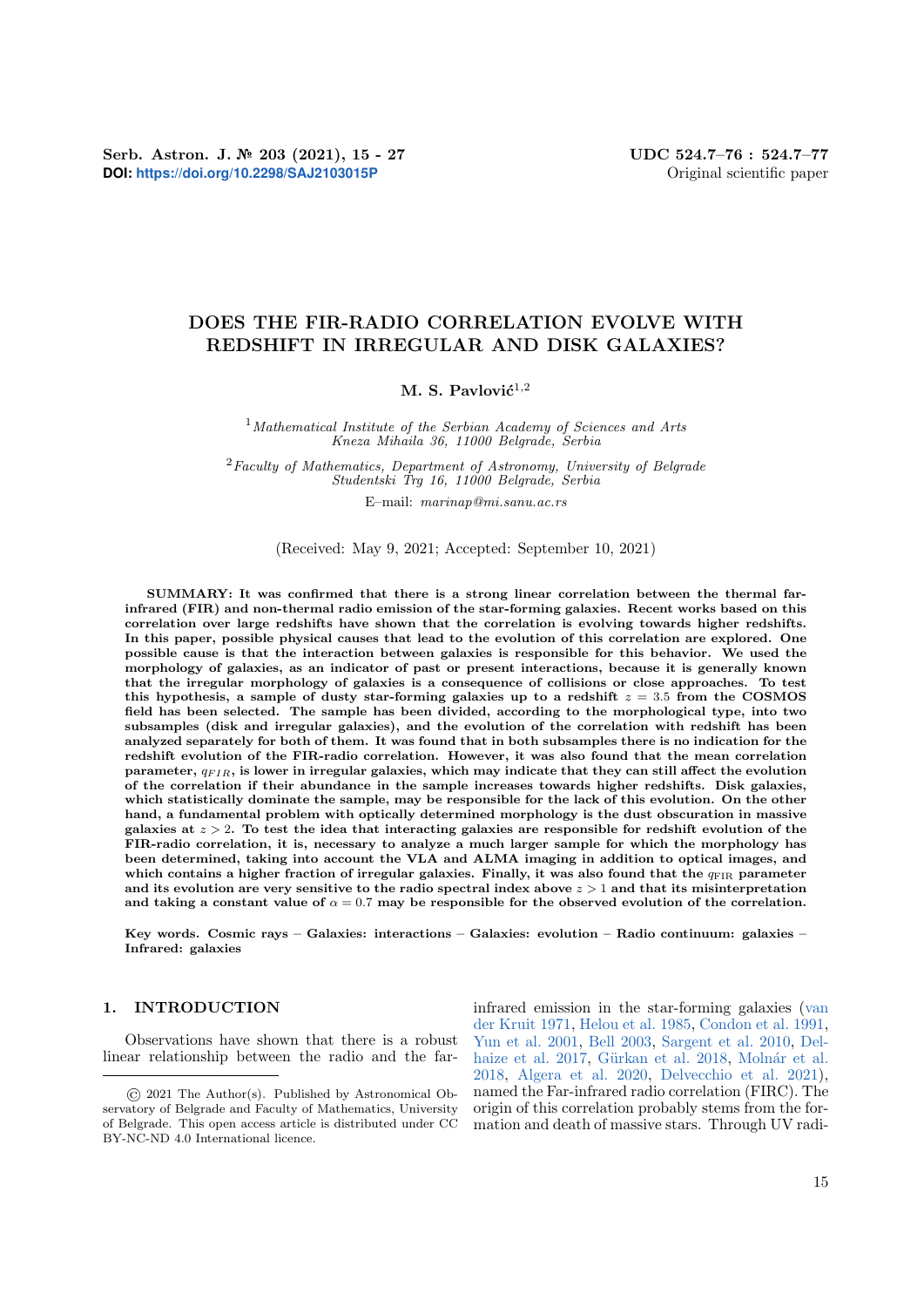# DOES THE FIR-RADIO CORRELATION EVOLVE WITH REDSHIFT IN IRREGULAR AND DISK GALAXIES?

**M. S. Pavlović**[1,2]

[1] *Mathematical Institute of the Serbian Academy of Sciences and Arts*
*Kneza Mihaila 36, 11000 Belgrade, Serbia*

[2] *Faculty of Mathematics, Department of Astronomy, University of Belgrade*
*Studentski Trg 16, 11000 Belgrade, Serbia*

E–mail: *marinap@mi.sanu.ac.rs*

(Received: May 9, 2021; Accepted: September 10, 2021)

**SUMMARY: It was confirmed that there is a strong linear correlation between the thermal far-infrared (FIR) and non-thermal radio emission of the star-forming galaxies. Recent works based on this correlation over large redshifts have shown that the correlation is evolving towards higher redshifts. In this paper, possible physical causes that lead to the evolution of this correlation are explored. One possible cause is that the interaction between galaxies is responsible for this behavior. We used the morphology of galaxies, as an indicator of past or present interactions, because it is generally known that the irregular morphology of galaxies is a consequence of collisions or close approaches. To test this hypothesis, a sample of dusty star-forming galaxies up to a redshift $z = 3.5$ from the COSMOS field has been selected. The sample has been divided, according to the morphological type, into two subsamples (disk and irregular galaxies), and the evolution of the correlation with redshift has been analyzed separately for both of them. It was found that in both subsamples there is no indication for the redshift evolution of the FIR-radio correlation. However, it was also found that the mean correlation parameter, $q_{FIR}$, is lower in irregular galaxies, which may indicate that they can still affect the evolution of the correlation if their abundance in the sample increases towards higher redshifts. Disk galaxies, which statistically dominate the sample, may be responsible for the lack of this evolution. On the other hand, a fundamental problem with optically determined morphology is the dust obscuration in massive galaxies at $z > 2$. To test the idea that interacting galaxies are responsible for redshift evolution of the FIR-radio correlation, it is, necessary to analyze a much larger sample for which the morphology has been determined, taking into account the VLA and ALMA imaging in addition to optical images, and which contains a higher fraction of irregular galaxies. Finally, it was also found that the $q_{\rm FIR}$ parameter and its evolution are very sensitive to the radio spectral index above $z > 1$ and that its misinterpretation and taking a constant value of $\alpha = 0.7$ may be responsible for the observed evolution of the correlation.**

**Key words. Cosmic rays – Galaxies: interactions – Galaxies: evolution – Radio continuum: galaxies – Infrared: galaxies**

## 1. INTRODUCTION

Observations have shown that there is a robust linear relationship between the radio and the far-infrared emission in the star-forming galaxies (van der Kruit 1971, Helou et al. 1985, Condon et al. 1991, Yun et al. 2001, Bell 2003, Sargent et al. 2010, Delhaize et al. 2017, Gürkan et al. 2018, Molnár et al. 2018, Algera et al. 2020, Delvecchio et al. 2021), named the Far-infrared radio correlation (FIRC). The origin of this correlation probably stems from the formation and death of massive stars. Through UV radi-

© 2021 The Author(s). Published by Astronomical Observatory of Belgrade and Faculty of Mathematics, University of Belgrade. This open access article is distributed under CC BY-NC-ND 4.0 International licence.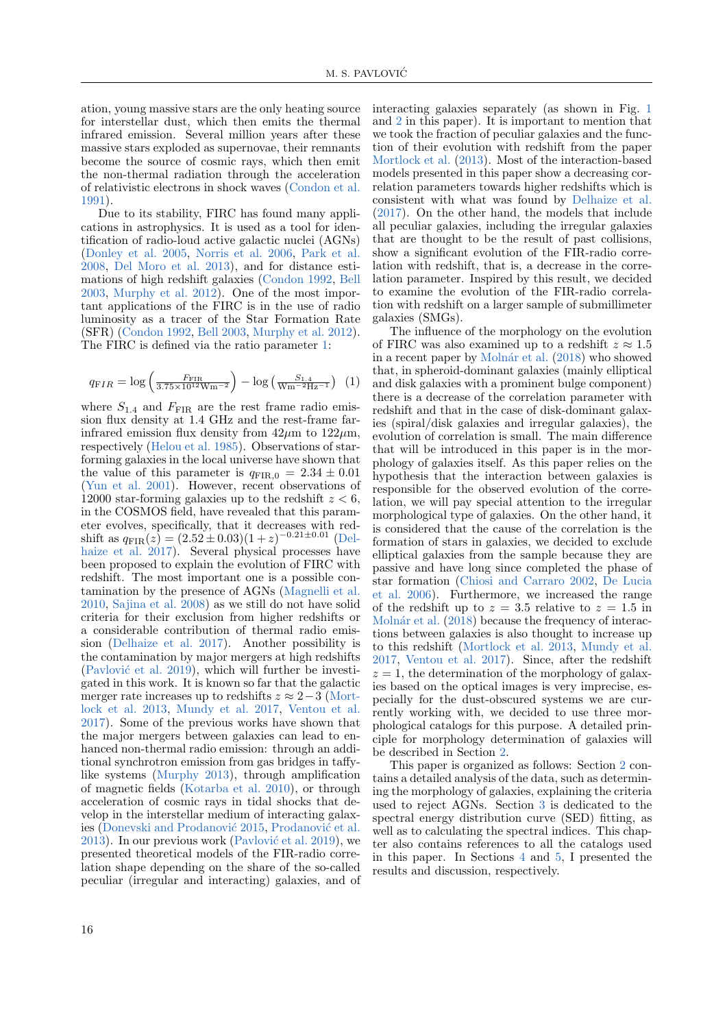ation, young massive stars are the only heating source for interstellar dust, which then emits the thermal infrared emission. Several million years after these massive stars exploded as supernovae, their remnants become the source of cosmic rays, which then emit the non-thermal radiation through the acceleration of relativistic electrons in shock waves (Condon et al. 1991).

Due to its stability, FIRC has found many applications in astrophysics. It is used as a tool for identification of radio-loud active galactic nuclei (AGNs) (Donley et al. 2005, Norris et al. 2006, Park et al. 2008, Del Moro et al. 2013), and for distance estimations of high redshift galaxies (Condon 1992, Bell 2003, Murphy et al. 2012). One of the most important applications of the FIRC is in the use of radio luminosity as a tracer of the Star Formation Rate (SFR) (Condon 1992, Bell 2003, Murphy et al. 2012). The FIRC is defined via the ratio parameter 1:

$$q_{FIR} = \log\left(\frac{F_{\rm FIR}}{3.75\times10^{12}\rm Wm^{-2}}\right) - \log\left(\frac{S_{1.4}}{\rm Wm^{-2}Hz^{-1}}\right) \quad (1)$$

where $S_{1.4}$ and $F_{\rm FIR}$ are the rest frame radio emission flux density at 1.4 GHz and the rest-frame far-infrared emission flux density from $42\mu$m to $122\mu$m, respectively (Helou et al. 1985). Observations of star-forming galaxies in the local universe have shown that the value of this parameter is $q_{\rm FIR,0} = 2.34 \pm 0.01$ (Yun et al. 2001). However, recent observations of 12000 star-forming galaxies up to the redshift $z < 6$, in the COSMOS field, have revealed that this parameter evolves, specifically, that it decreases with redshift as $q_{\rm FIR}(z) = (2.52 \pm 0.03)(1 + z)^{-0.21\pm0.01}$ (Delhaize et al. 2017). Several physical processes have been proposed to explain the evolution of FIRC with redshift. The most important one is a possible contamination by the presence of AGNs (Magnelli et al. 2010, Sajina et al. 2008) as we still do not have solid criteria for their exclusion from higher redshifts or a considerable contribution of thermal radio emission (Delhaize et al. 2017). Another possibility is the contamination by major mergers at high redshifts (Pavlović et al. 2019), which will further be investigated in this work. It is known so far that the galactic merger rate increases up to redshifts $z \approx 2-3$ (Mortlock et al. 2013, Mundy et al. 2017, Ventou et al. 2017). Some of the previous works have shown that the major mergers between galaxies can lead to enhanced non-thermal radio emission: through an additional synchrotron emission from gas bridges in taffy-like systems (Murphy 2013), through amplification of magnetic fields (Kotarba et al. 2010), or through acceleration of cosmic rays in tidal shocks that develop in the interstellar medium of interacting galaxies (Donevski and Prodanović 2015, Prodanović et al. 2013). In our previous work (Pavlović et al. 2019), we presented theoretical models of the FIR-radio correlation shape depending on the share of the so-called peculiar (irregular and interacting) galaxies, and of interacting galaxies separately (as shown in Fig. 1 and 2 in this paper). It is important to mention that we took the fraction of peculiar galaxies and the function of their evolution with redshift from the paper Mortlock et al. (2013). Most of the interaction-based models presented in this paper show a decreasing correlation parameters towards higher redshifts which is consistent with what was found by Delhaize et al. (2017). On the other hand, the models that include all peculiar galaxies, including the irregular galaxies that are thought to be the result of past collisions, show a significant evolution of the FIR-radio correlation with redshift, that is, a decrease in the correlation parameter. Inspired by this result, we decided to examine the evolution of the FIR-radio correlation with redshift on a larger sample of submillimeter galaxies (SMGs).

The influence of the morphology on the evolution of FIRC was also examined up to a redshift $z \approx 1.5$ in a recent paper by Molnár et al. (2018) who showed that, in spheroid-dominant galaxies (mainly elliptical and disk galaxies with a prominent bulge component) there is a decrease of the correlation parameter with redshift and that in the case of disk-dominant galaxies (spiral/disk galaxies and irregular galaxies), the evolution of correlation is small. The main difference that will be introduced in this paper is in the morphology of galaxies itself. As this paper relies on the hypothesis that the interaction between galaxies is responsible for the observed evolution of the correlation, we will pay special attention to the irregular morphological type of galaxies. On the other hand, it is considered that the cause of the correlation is the formation of stars in galaxies, we decided to exclude elliptical galaxies from the sample because they are passive and have long since completed the phase of star formation (Chiosi and Carraro 2002, De Lucia et al. 2006). Furthermore, we increased the range of the redshift up to $z = 3.5$ relative to $z = 1.5$ in Molnár et al. (2018) because the frequency of interactions between galaxies is also thought to increase up to this redshift (Mortlock et al. 2013, Mundy et al. 2017, Ventou et al. 2017). Since, after the redshift $z = 1$, the determination of the morphology of galaxies based on the optical images is very imprecise, especially for the dust-obscured systems we are currently working with, we decided to use three morphological catalogs for this purpose. A detailed principle for morphology determination of galaxies will be described in Section 2.

This paper is organized as follows: Section 2 contains a detailed analysis of the data, such as determining the morphology of galaxies, explaining the criteria used to reject AGNs. Section 3 is dedicated to the spectral energy distribution curve (SED) fitting, as well as to calculating the spectral indices. This chapter also contains references to all the catalogs used in this paper. In Sections 4 and 5, I presented the results and discussion, respectively.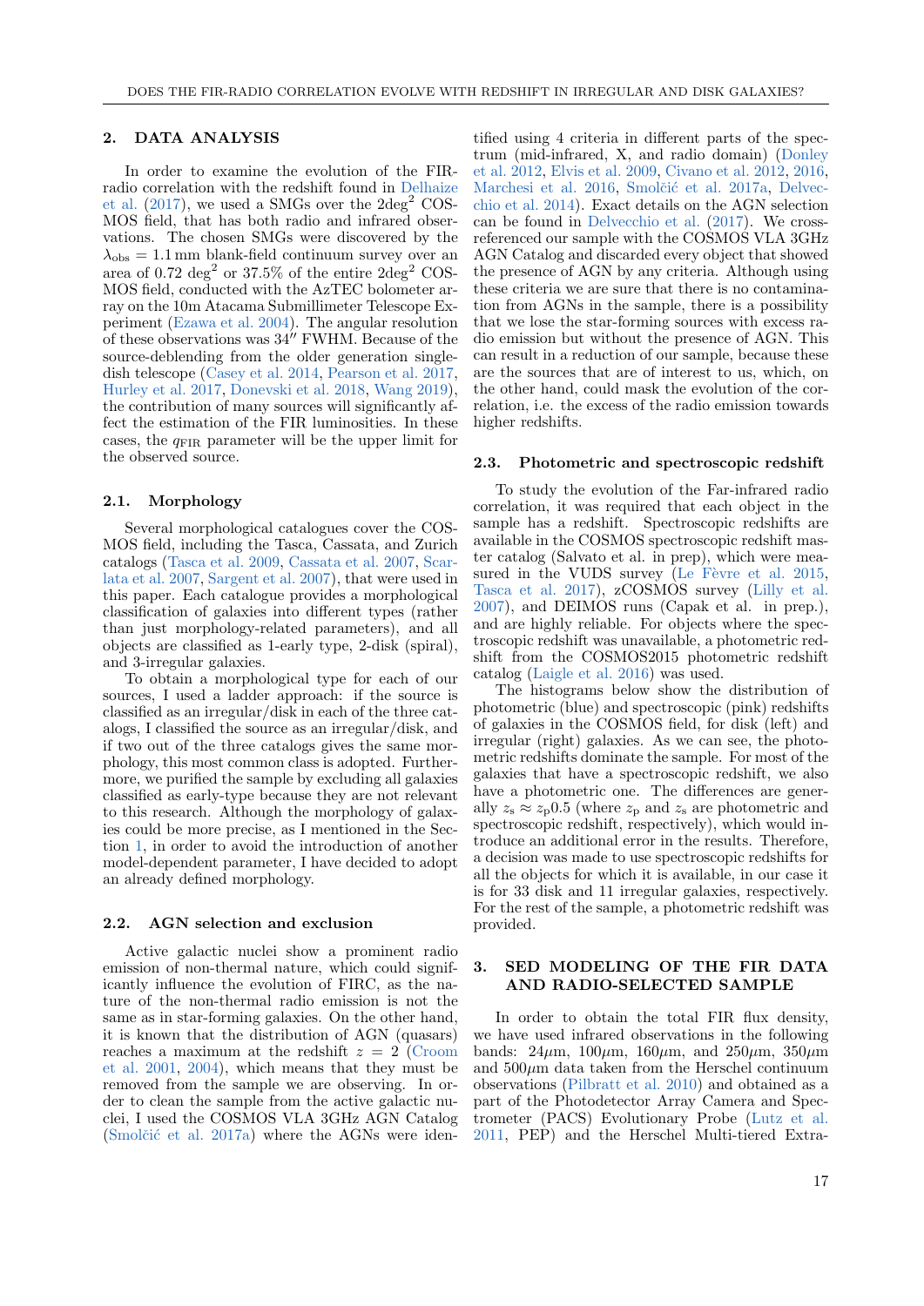## 2. DATA ANALYSIS

In order to examine the evolution of the FIR-radio correlation with the redshift found in Delhaize et al. (2017), we used a SMGs over the 2deg$^2$ COSMOS field, that has both radio and infrared observations. The chosen SMGs were discovered by the $\lambda_{\rm obs} = 1.1$ mm blank-field continuum survey over an area of 0.72 deg$^2$ or 37.5% of the entire 2deg$^2$ COSMOS field, conducted with the AzTEC bolometer array on the 10m Atacama Submillimeter Telescope Experiment (Ezawa et al. 2004). The angular resolution of these observations was 34$''$ FWHM. Because of the source-deblending from the older generation single-dish telescope (Casey et al. 2014, Pearson et al. 2017, Hurley et al. 2017, Donevski et al. 2018, Wang 2019), the contribution of many sources will significantly affect the estimation of the FIR luminosities. In these cases, the $q_{\rm FIR}$ parameter will be the upper limit for the observed source.

### 2.1. Morphology

Several morphological catalogues cover the COSMOS field, including the Tasca, Cassata, and Zurich catalogs (Tasca et al. 2009, Cassata et al. 2007, Scarlata et al. 2007, Sargent et al. 2007), that were used in this paper. Each catalogue provides a morphological classification of galaxies into different types (rather than just morphology-related parameters), and all objects are classified as 1-early type, 2-disk (spiral), and 3-irregular galaxies.

To obtain a morphological type for each of our sources, I used a ladder approach: if the source is classified as an irregular/disk in each of the three catalogs, I classified the source as an irregular/disk, and if two out of the three catalogs gives the same morphology, this most common class is adopted. Furthermore, we purified the sample by excluding all galaxies classified as early-type because they are not relevant to this research. Although the morphology of galaxies could be more precise, as I mentioned in the Section 1, in order to avoid the introduction of another model-dependent parameter, I have decided to adopt an already defined morphology.

### 2.2. AGN selection and exclusion

Active galactic nuclei show a prominent radio emission of non-thermal nature, which could significantly influence the evolution of FIRC, as the nature of the non-thermal radio emission is not the same as in star-forming galaxies. On the other hand, it is known that the distribution of AGN (quasars) reaches a maximum at the redshift $z = 2$ (Croom et al. 2001, 2004), which means that they must be removed from the sample we are observing. In order to clean the sample from the active galactic nuclei, I used the COSMOS VLA 3GHz AGN Catalog (Smolčić et al. 2017a) where the AGNs were identified using 4 criteria in different parts of the spectrum (mid-infrared, X, and radio domain) (Donley et al. 2012, Elvis et al. 2009, Civano et al. 2012, 2016, Marchesi et al. 2016, Smolčić et al. 2017a, Delvecchio et al. 2014). Exact details on the AGN selection can be found in Delvecchio et al. (2017). We cross-referenced our sample with the COSMOS VLA 3GHz AGN Catalog and discarded every object that showed the presence of AGN by any criteria. Although using these criteria we are sure that there is no contamination from AGNs in the sample, there is a possibility that we lose the star-forming sources with excess radio emission but without the presence of AGN. This can result in a reduction of our sample, because these are the sources that are of interest to us, which, on the other hand, could mask the evolution of the correlation, i.e. the excess of the radio emission towards higher redshifts.

### 2.3. Photometric and spectroscopic redshift

To study the evolution of the Far-infrared radio correlation, it was required that each object in the sample has a redshift. Spectroscopic redshifts are available in the COSMOS spectroscopic redshift master catalog (Salvato et al. in prep), which were measured in the VUDS survey (Le Fèvre et al. 2015, Tasca et al. 2017), zCOSMOS survey (Lilly et al. 2007), and DEIMOS runs (Capak et al. in prep.), and are highly reliable. For objects where the spectroscopic redshift was unavailable, a photometric redshift from the COSMOS2015 photometric redshift catalog (Laigle et al. 2016) was used.

The histograms below show the distribution of photometric (blue) and spectroscopic (pink) redshifts of galaxies in the COSMOS field, for disk (left) and irregular (right) galaxies. As we can see, the photometric redshifts dominate the sample. For most of the galaxies that have a spectroscopic redshift, we also have a photometric one. The differences are generally $z_{\rm s} \approx z_{\rm p}0.5$ (where $z_{\rm p}$ and $z_{\rm s}$ are photometric and spectroscopic redshift, respectively), which would introduce an additional error in the results. Therefore, a decision was made to use spectroscopic redshifts for all the objects for which it is available, in our case it is for 33 disk and 11 irregular galaxies, respectively. For the rest of the sample, a photometric redshift was provided.

## 3. SED MODELING OF THE FIR DATA AND RADIO-SELECTED SAMPLE

In order to obtain the total FIR flux density, we have used infrared observations in the following bands: 24$\mu$m, 100$\mu$m, 160$\mu$m, and 250$\mu$m, 350$\mu$m and 500$\mu$m data taken from the Herschel continuum observations (Pilbratt et al. 2010) and obtained as a part of the Photodetector Array Camera and Spectrometer (PACS) Evolutionary Probe (Lutz et al. 2011, PEP) and the Herschel Multi-tiered Extra-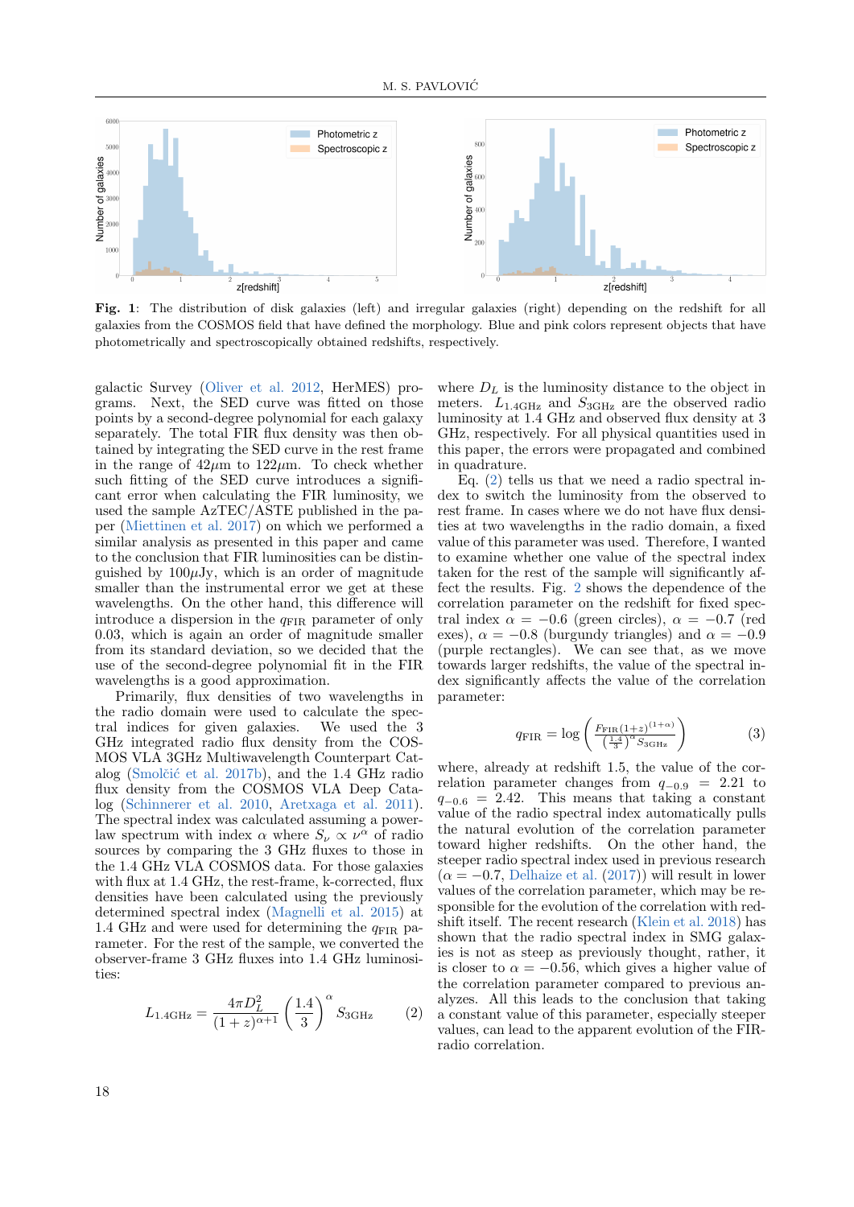**Fig. 1**: The distribution of disk galaxies (left) and irregular galaxies (right) depending on the redshift for all galaxies from the COSMOS field that have defined the morphology. Blue and pink colors represent objects that have photometrically and spectroscopically obtained redshifts, respectively.

galactic Survey (Oliver et al. 2012, HerMES) programs. Next, the SED curve was fitted on those points by a second-degree polynomial for each galaxy separately. The total FIR flux density was then obtained by integrating the SED curve in the rest frame in the range of $42\mu$m to $122\mu$m. To check whether such fitting of the SED curve introduces a significant error when calculating the FIR luminosity, we used the sample AzTEC/ASTE published in the paper (Miettinen et al. 2017) on which we performed a similar analysis as presented in this paper and came to the conclusion that FIR luminosities can be distinguished by $100\mu$Jy, which is an order of magnitude smaller than the instrumental error we get at these wavelengths. On the other hand, this difference will introduce a dispersion in the $q_{\rm FIR}$ parameter of only 0.03, which is again an order of magnitude smaller from its standard deviation, so we decided that the use of the second-degree polynomial fit in the FIR wavelengths is a good approximation.

Primarily, flux densities of two wavelengths in the radio domain were used to calculate the spectral indices for given galaxies. We used the 3 GHz integrated radio flux density from the COSMOS VLA 3GHz Multiwavelength Counterpart Catalog (Smolčić et al. 2017b), and the 1.4 GHz radio flux density from the COSMOS VLA Deep Catalog (Schinnerer et al. 2010, Aretxaga et al. 2011). The spectral index was calculated assuming a power-law spectrum with index $\alpha$ where $S_\nu \propto \nu^\alpha$ of radio sources by comparing the 3 GHz fluxes to those in the 1.4 GHz VLA COSMOS data. For those galaxies with flux at 1.4 GHz, the rest-frame, k-corrected, flux densities have been calculated using the previously determined spectral index (Magnelli et al. 2015) at 1.4 GHz and were used for determining the $q_{\rm FIR}$ parameter. For the rest of the sample, we converted the observer-frame 3 GHz fluxes into 1.4 GHz luminosities:

$$L_{1.4\rm GHz} = \frac{4\pi D_L^2}{(1+z)^{\alpha+1}} \left(\frac{1.4}{3}\right)^\alpha S_{3\rm GHz} \tag{2}$$

where $D_L$ is the luminosity distance to the object in meters. $L_{1.4\rm GHz}$ and $S_{3\rm GHz}$ are the observed radio luminosity at 1.4 GHz and observed flux density at 3 GHz, respectively. For all physical quantities used in this paper, the errors were propagated and combined in quadrature.

Eq. (2) tells us that we need a radio spectral index to switch the luminosity from the observed to rest frame. In cases where we do not have flux densities at two wavelengths in the radio domain, a fixed value of this parameter was used. Therefore, I wanted to examine whether one value of the spectral index taken for the rest of the sample will significantly affect the results. Fig. 2 shows the dependence of the correlation parameter on the redshift for fixed spectral index $\alpha = -0.6$ (green circles), $\alpha = -0.7$ (red exes), $\alpha = -0.8$ (burgundy triangles) and $\alpha = -0.9$ (purple rectangles). We can see that, as we move towards larger redshifts, the value of the spectral index significantly affects the value of the correlation parameter:

$$q_{\rm FIR} = \log\left(\frac{F_{\rm FIR}(1+z)^{(1+\alpha)}}{\left(\frac{1.4}{3}\right)^\alpha S_{3\rm GHz}}\right) \tag{3}$$

where, already at redshift 1.5, the value of the correlation parameter changes from $q_{-0.9} = 2.21$ to $q_{-0.6} = 2.42$. This means that taking a constant value of the radio spectral index automatically pulls the natural evolution of the correlation parameter toward higher redshifts. On the other hand, the steeper radio spectral index used in previous research ($\alpha = -0.7$, Delhaize et al. (2017)) will result in lower values of the correlation parameter, which may be responsible for the evolution of the correlation with redshift itself. The recent research (Klein et al. 2018) has shown that the radio spectral index in SMG galaxies is not as steep as previously thought, rather, it is closer to $\alpha = -0.56$, which gives a higher value of the correlation parameter compared to previous analyzes. All this leads to the conclusion that taking a constant value of this parameter, especially steeper values, can lead to the apparent evolution of the FIR-radio correlation.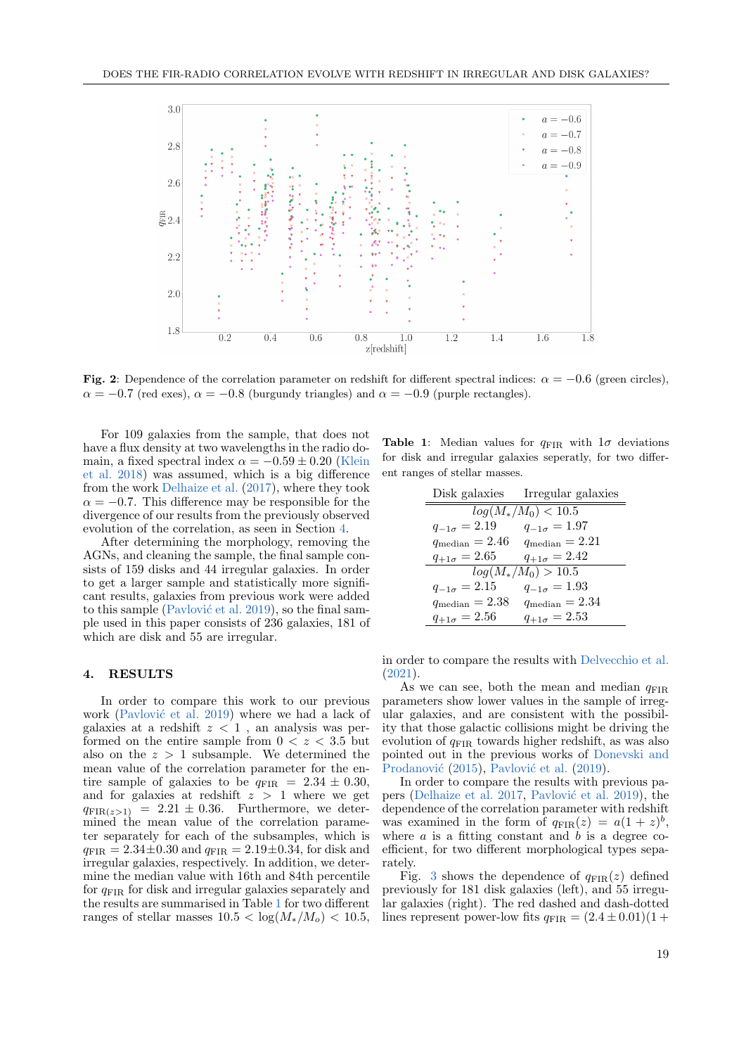Fig. 2: Dependence of the correlation parameter on redshift for different spectral indices: $\alpha = -0.6$ (green circles), $\alpha = -0.7$ (red exes), $\alpha = -0.8$ (burgundy triangles) and $\alpha = -0.9$ (purple rectangles).

For 109 galaxies from the sample, that does not have a flux density at two wavelengths in the radio domain, a fixed spectral index $\alpha = -0.59 \pm 0.20$ (Klein et al. 2018) was assumed, which is a big difference from the work Delhaize et al. (2017), where they took $\alpha = -0.7$. This difference may be responsible for the divergence of our results from the previously observed evolution of the correlation, as seen in Section 4.

After determining the morphology, removing the AGNs, and cleaning the sample, the final sample consists of 159 disks and 44 irregular galaxies. In order to get a larger sample and statistically more significant results, galaxies from previous work were added to this sample (Pavlović et al. 2019), so the final sample used in this paper consists of 236 galaxies, 181 of which are disk and 55 are irregular.

## 4. RESULTS

In order to compare this work to our previous work (Pavlović et al. 2019) where we had a lack of galaxies at a redshift $z < 1$ , an analysis was performed on the entire sample from $0 < z < 3.5$ but also on the $z > 1$ subsample. We determined the mean value of the correlation parameter for the entire sample of galaxies to be $q_{\rm FIR} = 2.34 \pm 0.30$, and for galaxies at redshift $z > 1$ where we get $q_{{\rm FIR}(z>1)} = 2.21 \pm 0.36$. Furthermore, we determined the mean value of the correlation parameter separately for each of the subsamples, which is $q_{\rm FIR} = 2.34 \pm 0.30$ and $q_{\rm FIR} = 2.19 \pm 0.34$, for disk and irregular galaxies, respectively. In addition, we determine the median value with 16th and 84th percentile for $q_{\rm FIR}$ for disk and irregular galaxies separately and the results are summarised in Table 1 for two different ranges of stellar masses $10.5 < \log(M_*/M_o) < 10.5$, in order to compare the results with Delvecchio et al. (2021).

**Table 1**: Median values for $q_{\rm FIR}$ with $1\sigma$ deviations for disk and irregular galaxies seperatly, for two different ranges of stellar masses.

| Disk galaxies | Irregular galaxies |
|---|---|
| $log(M_*/M_0) < 10.5$ | |
| $q_{-1\sigma} = 2.19$ | $q_{-1\sigma} = 1.97$ |
| $q_{\rm median} = 2.46$ | $q_{\rm median} = 2.21$ |
| $q_{+1\sigma} = 2.65$ | $q_{+1\sigma} = 2.42$ |
| $log(M_*/M_0) > 10.5$ | |
| $q_{-1\sigma} = 2.15$ | $q_{-1\sigma} = 1.93$ |
| $q_{\rm median} = 2.38$ | $q_{\rm median} = 2.34$ |
| $q_{+1\sigma} = 2.56$ | $q_{+1\sigma} = 2.53$ |

As we can see, both the mean and median $q_{\rm FIR}$ parameters show lower values in the sample of irregular galaxies, and are consistent with the possibility that those galactic collisions might be driving the evolution of $q_{\rm FIR}$ towards higher redshift, as was also pointed out in the previous works of Donevski and Prodanović (2015), Pavlović et al. (2019).

In order to compare the results with previous papers (Delhaize et al. 2017, Pavlović et al. 2019), the dependence of the correlation parameter with redshift was examined in the form of $q_{\rm FIR}(z) = a(1 + z)^b$, where $a$ is a fitting constant and $b$ is a degree coefficient, for two different morphological types separately.

Fig. 3 shows the dependence of $q_{\rm FIR}(z)$ defined previously for 181 disk galaxies (left), and 55 irregular galaxies (right). The red dashed and dash-dotted lines represent power-low fits $q_{\rm FIR} = (2.4 \pm 0.01)(1 +$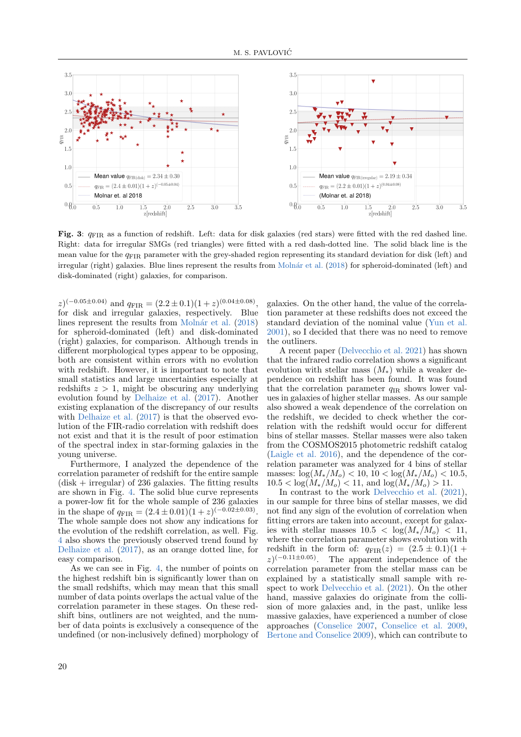**Fig. 3**: $q_{\rm FIR}$ as a function of redshift. Left: data for disk galaxies (red stars) were fitted with the red dashed line. Right: data for irregular SMGs (red triangles) were fitted with a red dash-dotted line. The solid black line is the mean value for the $q_{\rm FIR}$ parameter with the grey-shaded region representing its standard deviation for disk (left) and irregular (right) galaxies. Blue lines represent the results from Molnár et al. (2018) for spheroid-dominated (left) and disk-dominated (right) galaxies, for comparison.

$z)^{(-0.05\pm0.04)}$ and $q_{\rm FIR} = (2.2\pm0.1)(1+z)^{(0.04\pm0.08)}$, for disk and irregular galaxies, respectively. Blue lines represent the results from Molnár et al. (2018) for spheroid-dominated (left) and disk-dominated (right) galaxies, for comparison. Although trends in different morphological types appear to be opposing, both are consistent within errors with no evolution with redshift. However, it is important to note that small statistics and large uncertainties especially at redshifts $z > 1$, might be obscuring any underlying evolution found by Delhaize et al. (2017). Another existing explanation of the discrepancy of our results with Delhaize et al. (2017) is that the observed evolution of the FIR-radio correlation with redshift does not exist and that it is the result of poor estimation of the spectral index in star-forming galaxies in the young universe.

Furthermore, I analyzed the dependence of the correlation parameter of redshift for the entire sample (disk + irregular) of 236 galaxies. The fitting results are shown in Fig. 4. The solid blue curve represents a power-low fit for the whole sample of 236 galaxies in the shape of $q_{\rm FIR} = (2.4\pm0.01)(1+z)^{(-0.02\pm0.03)}$. The whole sample does not show any indications for the evolution of the redshift correlation, as well. Fig. 4 also shows the previously observed trend found by Delhaize et al. (2017), as an orange dotted line, for easy comparison.

As we can see in Fig. 4, the number of points on the highest redshift bin is significantly lower than on the small redshifts, which may mean that this small number of data points overlaps the actual value of the correlation parameter in these stages. On these redshift bins, outliners are not weighted, and the number of data points is exclusively a consequence of the undefined (or non-inclusively defined) morphology of galaxies. On the other hand, the value of the correlation parameter at these redshifts does not exceed the standard deviation of the nominal value (Yun et al. 2001), so I decided that there was no need to remove the outliners.

A recent paper (Delvecchio et al. 2021) has shown that the infrared radio correlation shows a significant evolution with stellar mass ($M_*$) while a weaker dependence on redshift has been found. It was found that the correlation parameter $q_{\rm IR}$ shows lower values in galaxies of higher stellar masses. As our sample also showed a weak dependence of the correlation on the redshift, we decided to check whether the correlation with the redshift would occur for different bins of stellar masses. Stellar masses were also taken from the COSMOS2015 photometric redshift catalog (Laigle et al. 2016), and the dependence of the correlation parameter was analyzed for 4 bins of stellar masses: $\log(M_*/M_o) < 10$, $10 < \log(M_*/M_o) < 10.5$, $10.5 < \log(M_*/M_o) < 11$, and $\log(M_*/M_o) > 11$.

In contrast to the work Delvecchio et al. (2021), in our sample for three bins of stellar masses, we did not find any sign of the evolution of correlation when fitting errors are taken into account, except for galaxies with stellar masses $10.5 < \log(M_*/M_o) < 11$, where the correlation parameter shows evolution with redshift in the form of: $q_{\rm FIR}(z) = (2.5\pm0.1)(1+z)^{(-0.11\pm0.05)}$. The apparent independence of the correlation parameter from the stellar mass can be explained by a statistically small sample with respect to work Delvecchio et al. (2021). On the other hand, massive galaxies do originate from the collision of more galaxies and, in the past, unlike less massive galaxies, have experienced a number of close approaches (Conselice 2007, Conselice et al. 2009, Bertone and Conselice 2009), which can contribute to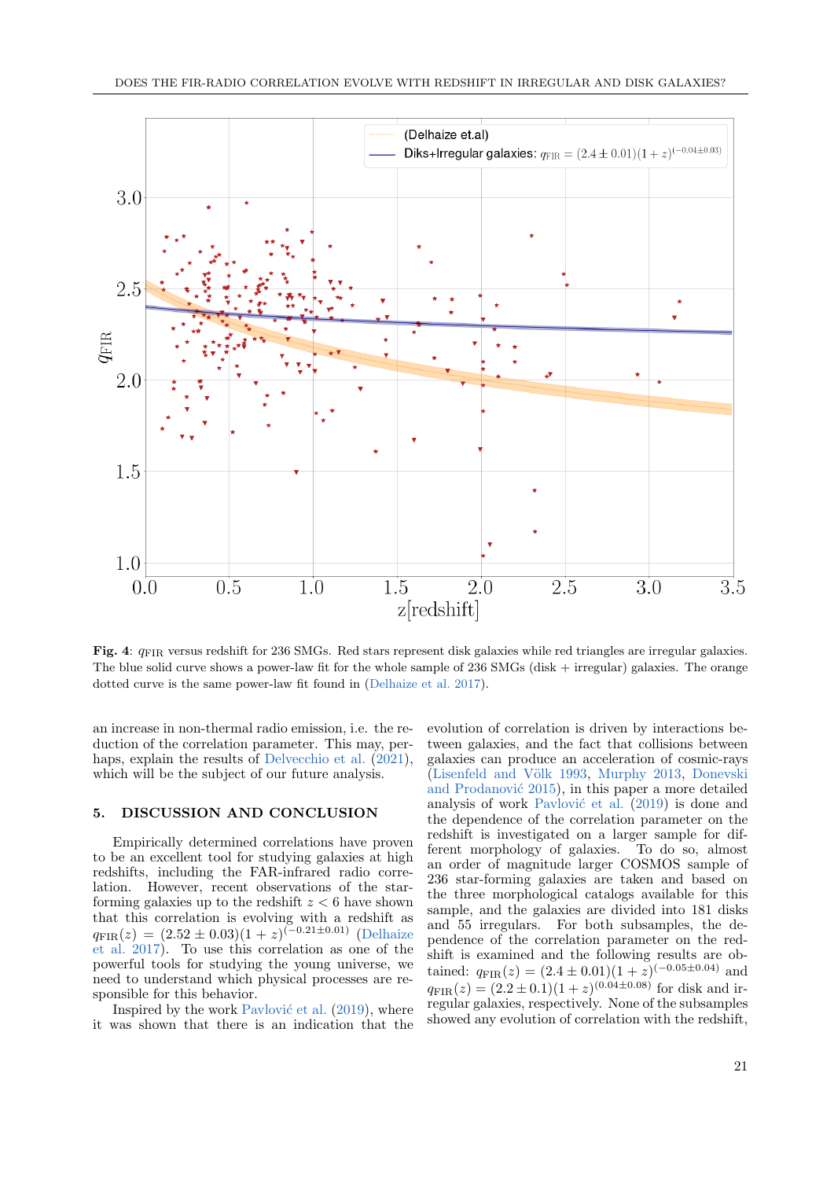**Fig. 4**: $q_{\rm FIR}$ versus redshift for 236 SMGs. Red stars represent disk galaxies while red triangles are irregular galaxies. The blue solid curve shows a power-law fit for the whole sample of 236 SMGs (disk + irregular) galaxies. The orange dotted curve is the same power-law fit found in (Delhaize et al. 2017).

an increase in non-thermal radio emission, i.e. the reduction of the correlation parameter. This may, perhaps, explain the results of Delvecchio et al. (2021), which will be the subject of our future analysis.

## 5. DISCUSSION AND CONCLUSION

Empirically determined correlations have proven to be an excellent tool for studying galaxies at high redshifts, including the FAR-infrared radio correlation. However, recent observations of the star-forming galaxies up to the redshift $z < 6$ have shown that this correlation is evolving with a redshift as $q_{\rm FIR}(z) = (2.52 \pm 0.03)(1 + z)^{(-0.21 \pm 0.01)}$ (Delhaize et al. 2017). To use this correlation as one of the powerful tools for studying the young universe, we need to understand which physical processes are responsible for this behavior.

Inspired by the work Pavlović et al. (2019), where it was shown that there is an indication that the evolution of correlation is driven by interactions between galaxies, and the fact that collisions between galaxies can produce an acceleration of cosmic-rays (Lisenfeld and Völk 1993, Murphy 2013, Donevski and Prodanović 2015), in this paper a more detailed analysis of work Pavlović et al. (2019) is done and the dependence of the correlation parameter on the redshift is investigated on a larger sample for different morphology of galaxies. To do so, almost an order of magnitude larger COSMOS sample of 236 star-forming galaxies are taken and based on the three morphological catalogs available for this sample, and the galaxies are divided into 181 disks and 55 irregulars. For both subsamples, the dependence of the correlation parameter on the redshift is examined and the following results are obtained: $q_{\rm FIR}(z) = (2.4 \pm 0.01)(1 + z)^{(-0.05 \pm 0.04)}$ and $q_{\rm FIR}(z) = (2.2 \pm 0.1)(1 + z)^{(0.04 \pm 0.08)}$ for disk and irregular galaxies, respectively. None of the subsamples showed any evolution of correlation with the redshift,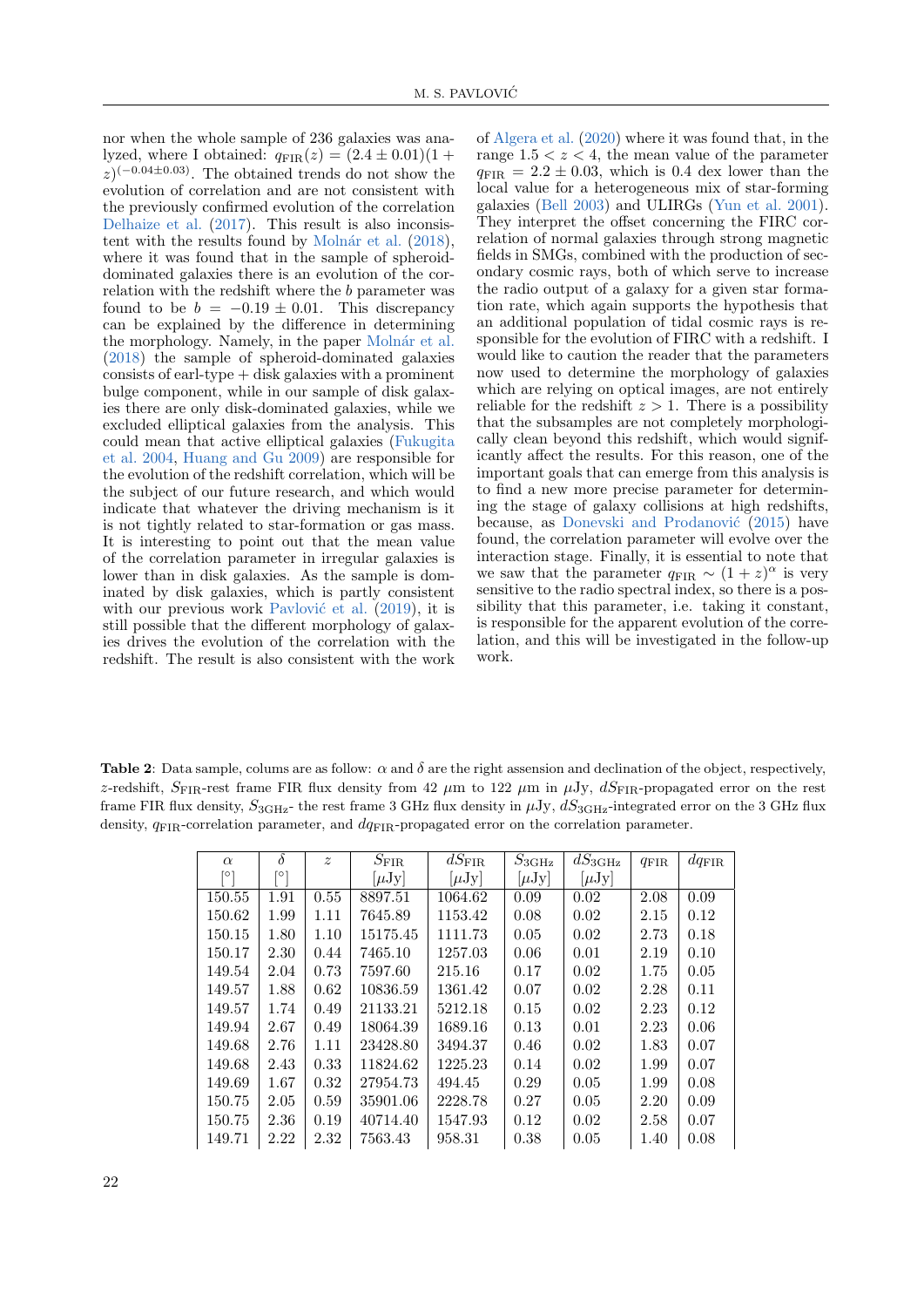nor when the whole sample of 236 galaxies was analyzed, where I obtained: $q_{\rm FIR}(z) = (2.4 \pm 0.01)(1 + z)^{(-0.04 \pm 0.03)}$. The obtained trends do not show the evolution of correlation and are not consistent with the previously confirmed evolution of the correlation Delhaize et al. (2017). This result is also inconsistent with the results found by Molnár et al. (2018), where it was found that in the sample of spheroid-dominated galaxies there is an evolution of the correlation with the redshift where the $b$ parameter was found to be $b = -0.19 \pm 0.01$. This discrepancy can be explained by the difference in determining the morphology. Namely, in the paper Molnár et al. (2018) the sample of spheroid-dominated galaxies consists of earl-type + disk galaxies with a prominent bulge component, while in our sample of disk galaxies there are only disk-dominated galaxies, while we excluded elliptical galaxies from the analysis. This could mean that active elliptical galaxies (Fukugita et al. 2004, Huang and Gu 2009) are responsible for the evolution of the redshift correlation, which will be the subject of our future research, and which would indicate that whatever the driving mechanism is it is not tightly related to star-formation or gas mass. It is interesting to point out that the mean value of the correlation parameter in irregular galaxies is lower than in disk galaxies. As the sample is dominated by disk galaxies, which is partly consistent with our previous work Pavlović et al. (2019), it is still possible that the different morphology of galaxies drives the evolution of the correlation with the redshift. The result is also consistent with the work of Algera et al. (2020) where it was found that, in the range $1.5 < z < 4$, the mean value of the parameter $q_{\rm FIR} = 2.2 \pm 0.03$, which is 0.4 dex lower than the local value for a heterogeneous mix of star-forming galaxies (Bell 2003) and ULIRGs (Yun et al. 2001). They interpret the offset concerning the FIRC correlation of normal galaxies through strong magnetic fields in SMGs, combined with the production of secondary cosmic rays, both of which serve to increase the radio output of a galaxy for a given star formation rate, which again supports the hypothesis that an additional population of tidal cosmic rays is responsible for the evolution of FIRC with a redshift. I would like to caution the reader that the parameters now used to determine the morphology of galaxies which are relying on optical images, are not entirely reliable for the redshift $z > 1$. There is a possibility that the subsamples are not completely morphologically clean beyond this redshift, which would significantly affect the results. For this reason, one of the important goals that can emerge from this analysis is to find a new more precise parameter for determining the stage of galaxy collisions at high redshifts, because, as Donevski and Prodanović (2015) have found, the correlation parameter will evolve over the interaction stage. Finally, it is essential to note that we saw that the parameter $q_{\rm FIR} \sim (1 + z)^{\alpha}$ is very sensitive to the radio spectral index, so there is a possibility that this parameter, i.e. taking it constant, is responsible for the apparent evolution of the correlation, and this will be investigated in the follow-up work.

**Table 2**: Data sample, colums are as follow: $\alpha$ and $\delta$ are the right assension and declination of the object, respectively, $z$-redshift, $S_{\rm FIR}$-rest frame FIR flux density from 42 $\mu$m to 122 $\mu$m in $\mu$Jy, $dS_{\rm FIR}$-propagated error on the rest frame FIR flux density, $S_{\rm 3GHz}$- the rest frame 3 GHz flux density in $\mu$Jy, $dS_{\rm 3GHz}$-integrated error on the 3 GHz flux density, $q_{\rm FIR}$-correlation parameter, and $dq_{\rm FIR}$-propagated error on the correlation parameter.

| $\alpha$ [°] | $\delta$ [°] | $z$ | $S_{\rm FIR}$ [$\mu$Jy] | $dS_{\rm FIR}$ [$\mu$Jy] | $S_{\rm 3GHz}$ [$\mu$Jy] | $dS_{\rm 3GHz}$ [$\mu$Jy] | $q_{\rm FIR}$ | $dq_{\rm FIR}$ |
|---|---|---|---|---|---|---|---|---|
| 150.55 | 1.91 | 0.55 | 8897.51 | 1064.62 | 0.09 | 0.02 | 2.08 | 0.09 |
| 150.62 | 1.99 | 1.11 | 7645.89 | 1153.42 | 0.08 | 0.02 | 2.15 | 0.12 |
| 150.15 | 1.80 | 1.10 | 15175.45 | 1111.73 | 0.05 | 0.02 | 2.73 | 0.18 |
| 150.17 | 2.30 | 0.44 | 7465.10 | 1257.03 | 0.06 | 0.01 | 2.19 | 0.10 |
| 149.54 | 2.04 | 0.73 | 7597.60 | 215.16 | 0.17 | 0.02 | 1.75 | 0.05 |
| 149.57 | 1.88 | 0.62 | 10836.59 | 1361.42 | 0.07 | 0.02 | 2.28 | 0.11 |
| 149.57 | 1.74 | 0.49 | 21133.21 | 5212.18 | 0.15 | 0.02 | 2.23 | 0.12 |
| 149.94 | 2.67 | 0.49 | 18064.39 | 1689.16 | 0.13 | 0.01 | 2.23 | 0.06 |
| 149.68 | 2.76 | 1.11 | 23428.80 | 3494.37 | 0.46 | 0.02 | 1.83 | 0.07 |
| 149.68 | 2.43 | 0.33 | 11824.62 | 1225.23 | 0.14 | 0.02 | 1.99 | 0.07 |
| 149.69 | 1.67 | 0.32 | 27954.73 | 494.45 | 0.29 | 0.05 | 1.99 | 0.08 |
| 150.75 | 2.05 | 0.59 | 35901.06 | 2228.78 | 0.27 | 0.05 | 2.20 | 0.09 |
| 150.75 | 2.36 | 0.19 | 40714.40 | 1547.93 | 0.12 | 0.02 | 2.58 | 0.07 |
| 149.71 | 2.22 | 2.32 | 7563.43 | 958.31 | 0.38 | 0.05 | 1.40 | 0.08 |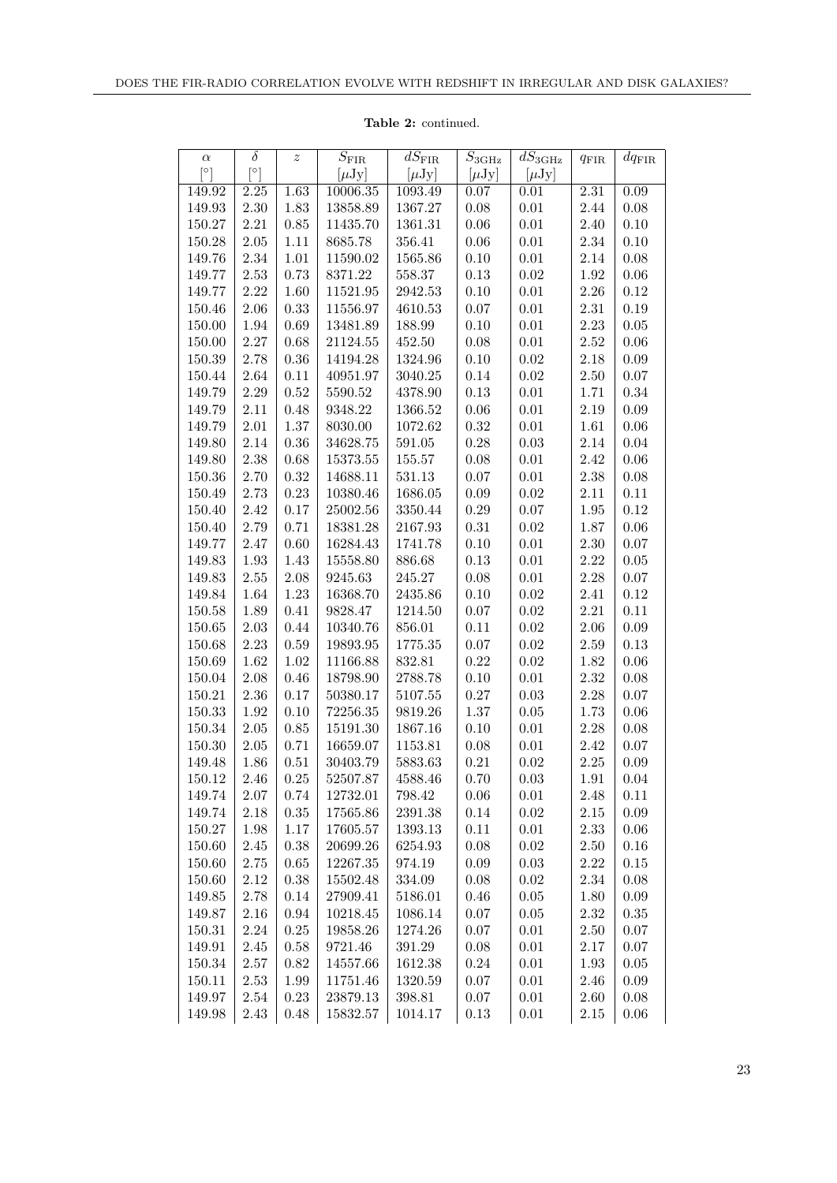**Table 2:** continued.

| $\alpha$ [°] | $\delta$ [°] | $z$ | $S_{\rm FIR}$ [$\mu$Jy] | $dS_{\rm FIR}$ [$\mu$Jy] | $S_{\rm 3GHz}$ [$\mu$Jy] | $dS_{\rm 3GHz}$ [$\mu$Jy] | $q_{\rm FIR}$ | $dq_{\rm FIR}$ |
|---|---|---|---|---|---|---|---|---|
| 149.92 | 2.25 | 1.63 | 10006.35 | 1093.49 | 0.07 | 0.01 | 2.31 | 0.09 |
| 149.93 | 2.30 | 1.83 | 13858.89 | 1367.27 | 0.08 | 0.01 | 2.44 | 0.08 |
| 150.27 | 2.21 | 0.85 | 11435.70 | 1361.31 | 0.06 | 0.01 | 2.40 | 0.10 |
| 150.28 | 2.05 | 1.11 | 8685.78 | 356.41 | 0.06 | 0.01 | 2.34 | 0.10 |
| 149.76 | 2.34 | 1.01 | 11590.02 | 1565.86 | 0.10 | 0.01 | 2.14 | 0.08 |
| 149.77 | 2.53 | 0.73 | 8371.22 | 558.37 | 0.13 | 0.02 | 1.92 | 0.06 |
| 149.77 | 2.22 | 1.60 | 11521.95 | 2942.53 | 0.10 | 0.01 | 2.26 | 0.12 |
| 150.46 | 2.06 | 0.33 | 11556.97 | 4610.53 | 0.07 | 0.01 | 2.31 | 0.19 |
| 150.00 | 1.94 | 0.69 | 13481.89 | 188.99 | 0.10 | 0.01 | 2.23 | 0.05 |
| 150.00 | 2.27 | 0.68 | 21124.55 | 452.50 | 0.08 | 0.01 | 2.52 | 0.06 |
| 150.39 | 2.78 | 0.36 | 14194.28 | 1324.96 | 0.10 | 0.02 | 2.18 | 0.09 |
| 150.44 | 2.64 | 0.11 | 40951.97 | 3040.25 | 0.14 | 0.02 | 2.50 | 0.07 |
| 149.79 | 2.29 | 0.52 | 5590.52 | 4378.90 | 0.13 | 0.01 | 1.71 | 0.34 |
| 149.79 | 2.11 | 0.48 | 9348.22 | 1366.52 | 0.06 | 0.01 | 2.19 | 0.09 |
| 149.79 | 2.01 | 1.37 | 8030.00 | 1072.62 | 0.32 | 0.01 | 1.61 | 0.06 |
| 149.80 | 2.14 | 0.36 | 34628.75 | 591.05 | 0.28 | 0.03 | 2.14 | 0.04 |
| 149.80 | 2.38 | 0.68 | 15373.55 | 155.57 | 0.08 | 0.01 | 2.42 | 0.06 |
| 150.36 | 2.70 | 0.32 | 14688.11 | 531.13 | 0.07 | 0.01 | 2.38 | 0.08 |
| 150.49 | 2.73 | 0.23 | 10380.46 | 1686.05 | 0.09 | 0.02 | 2.11 | 0.11 |
| 150.40 | 2.42 | 0.17 | 25002.56 | 3350.44 | 0.29 | 0.07 | 1.95 | 0.12 |
| 150.40 | 2.79 | 0.71 | 18381.28 | 2167.93 | 0.31 | 0.02 | 1.87 | 0.06 |
| 149.77 | 2.47 | 0.60 | 16284.43 | 1741.78 | 0.10 | 0.01 | 2.30 | 0.07 |
| 149.83 | 1.93 | 1.43 | 15558.80 | 886.68 | 0.13 | 0.01 | 2.22 | 0.05 |
| 149.83 | 2.55 | 2.08 | 9245.63 | 245.27 | 0.08 | 0.01 | 2.28 | 0.07 |
| 149.84 | 1.64 | 1.23 | 16368.70 | 2435.86 | 0.10 | 0.02 | 2.41 | 0.12 |
| 150.58 | 1.89 | 0.41 | 9828.47 | 1214.50 | 0.07 | 0.02 | 2.21 | 0.11 |
| 150.65 | 2.03 | 0.44 | 10340.76 | 856.01 | 0.11 | 0.02 | 2.06 | 0.09 |
| 150.68 | 2.23 | 0.59 | 19893.95 | 1775.35 | 0.07 | 0.02 | 2.59 | 0.13 |
| 150.69 | 1.62 | 1.02 | 11166.88 | 832.81 | 0.22 | 0.02 | 1.82 | 0.06 |
| 150.04 | 2.08 | 0.46 | 18798.90 | 2788.78 | 0.10 | 0.01 | 2.32 | 0.08 |
| 150.21 | 2.36 | 0.17 | 50380.17 | 5107.55 | 0.27 | 0.03 | 2.28 | 0.07 |
| 150.33 | 1.92 | 0.10 | 72256.35 | 9819.26 | 1.37 | 0.05 | 1.73 | 0.06 |
| 150.34 | 2.05 | 0.85 | 15191.30 | 1867.16 | 0.10 | 0.01 | 2.28 | 0.08 |
| 150.30 | 2.05 | 0.71 | 16659.07 | 1153.81 | 0.08 | 0.01 | 2.42 | 0.07 |
| 149.48 | 1.86 | 0.51 | 30403.79 | 5883.63 | 0.21 | 0.02 | 2.25 | 0.09 |
| 150.12 | 2.46 | 0.25 | 52507.87 | 4588.46 | 0.70 | 0.03 | 1.91 | 0.04 |
| 149.74 | 2.07 | 0.74 | 12732.01 | 798.42 | 0.06 | 0.01 | 2.48 | 0.11 |
| 149.74 | 2.18 | 0.35 | 17565.86 | 2391.38 | 0.14 | 0.02 | 2.15 | 0.09 |
| 150.27 | 1.98 | 1.17 | 17605.57 | 1393.13 | 0.11 | 0.01 | 2.33 | 0.06 |
| 150.60 | 2.45 | 0.38 | 20699.26 | 6254.93 | 0.08 | 0.02 | 2.50 | 0.16 |
| 150.60 | 2.75 | 0.65 | 12267.35 | 974.19 | 0.09 | 0.03 | 2.22 | 0.15 |
| 150.60 | 2.12 | 0.38 | 15502.48 | 334.09 | 0.08 | 0.02 | 2.34 | 0.08 |
| 149.85 | 2.78 | 0.14 | 27909.41 | 5186.01 | 0.46 | 0.05 | 1.80 | 0.09 |
| 149.87 | 2.16 | 0.94 | 10218.45 | 1086.14 | 0.07 | 0.05 | 2.32 | 0.35 |
| 150.31 | 2.24 | 0.25 | 19858.26 | 1274.26 | 0.07 | 0.01 | 2.50 | 0.07 |
| 149.91 | 2.45 | 0.58 | 9721.46 | 391.29 | 0.08 | 0.01 | 2.17 | 0.07 |
| 150.34 | 2.57 | 0.82 | 14557.66 | 1612.38 | 0.24 | 0.01 | 1.93 | 0.05 |
| 150.11 | 2.53 | 1.99 | 11751.46 | 1320.59 | 0.07 | 0.01 | 2.46 | 0.09 |
| 149.97 | 2.54 | 0.23 | 23879.13 | 398.81 | 0.07 | 0.01 | 2.60 | 0.08 |
| 149.98 | 2.43 | 0.48 | 15832.57 | 1014.17 | 0.13 | 0.01 | 2.15 | 0.06 |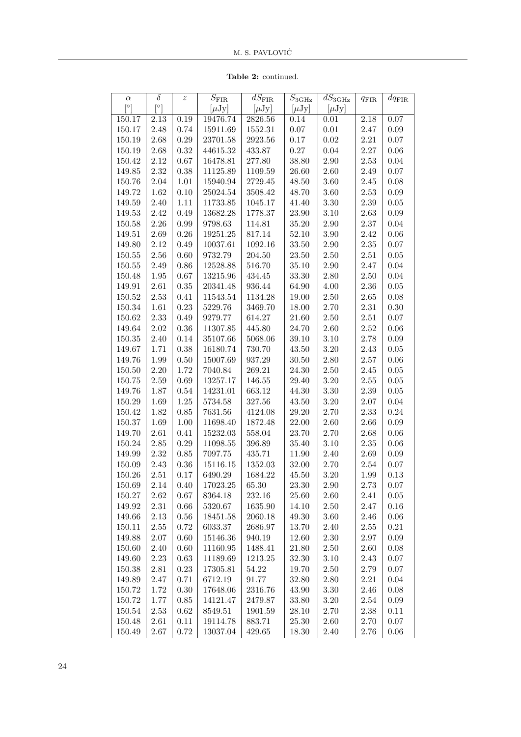**Table 2:** continued.

| $\alpha$ [°] | $\delta$ [°] | $z$ | $S_{\rm FIR}$ [$\mu$Jy] | $dS_{\rm FIR}$ [$\mu$Jy] | $S_{\rm 3GHz}$ [$\mu$Jy] | $dS_{\rm 3GHz}$ [$\mu$Jy] | $q_{\rm FIR}$ | $dq_{\rm FIR}$ |
|---|---|---|---|---|---|---|---|---|
| 150.17 | 2.13 | 0.19 | 19476.74 | 2826.56 | 0.14 | 0.01 | 2.18 | 0.07 |
| 150.17 | 2.48 | 0.74 | 15911.69 | 1552.31 | 0.07 | 0.01 | 2.47 | 0.09 |
| 150.19 | 2.68 | 0.29 | 23701.58 | 2923.56 | 0.17 | 0.02 | 2.21 | 0.07 |
| 150.19 | 2.68 | 0.32 | 44615.32 | 433.87 | 0.27 | 0.04 | 2.27 | 0.06 |
| 150.42 | 2.12 | 0.67 | 16478.81 | 277.80 | 38.80 | 2.90 | 2.53 | 0.04 |
| 149.85 | 2.32 | 0.38 | 11125.89 | 1109.59 | 26.60 | 2.60 | 2.49 | 0.07 |
| 150.76 | 2.04 | 1.01 | 15940.94 | 2729.45 | 48.50 | 3.60 | 2.45 | 0.08 |
| 149.72 | 1.62 | 0.10 | 25024.54 | 3508.42 | 48.70 | 3.60 | 2.53 | 0.09 |
| 149.59 | 2.40 | 1.11 | 11733.85 | 1045.17 | 41.40 | 3.30 | 2.39 | 0.05 |
| 149.53 | 2.42 | 0.49 | 13682.28 | 1778.37 | 23.90 | 3.10 | 2.63 | 0.09 |
| 150.58 | 2.26 | 0.99 | 9798.63 | 114.81 | 35.20 | 2.90 | 2.37 | 0.04 |
| 149.51 | 2.69 | 0.26 | 19251.25 | 817.14 | 52.10 | 3.90 | 2.42 | 0.06 |
| 149.80 | 2.12 | 0.49 | 10037.61 | 1092.16 | 33.50 | 2.90 | 2.35 | 0.07 |
| 150.55 | 2.56 | 0.60 | 9732.79 | 204.50 | 23.50 | 2.50 | 2.51 | 0.05 |
| 150.55 | 2.49 | 0.86 | 12528.88 | 516.70 | 35.10 | 2.90 | 2.47 | 0.04 |
| 150.48 | 1.95 | 0.67 | 13215.96 | 434.45 | 33.30 | 2.80 | 2.50 | 0.04 |
| 149.91 | 2.61 | 0.35 | 20341.48 | 936.44 | 64.90 | 4.00 | 2.36 | 0.05 |
| 150.52 | 2.53 | 0.41 | 11543.54 | 1134.28 | 19.00 | 2.50 | 2.65 | 0.08 |
| 150.34 | 1.61 | 0.23 | 5229.76 | 3469.70 | 18.00 | 2.70 | 2.31 | 0.30 |
| 150.62 | 2.33 | 0.49 | 9279.77 | 614.27 | 21.60 | 2.50 | 2.51 | 0.07 |
| 149.64 | 2.02 | 0.36 | 11307.85 | 445.80 | 24.70 | 2.60 | 2.52 | 0.06 |
| 150.35 | 2.40 | 0.14 | 35107.66 | 5068.06 | 39.10 | 3.10 | 2.78 | 0.09 |
| 149.67 | 1.71 | 0.38 | 16180.74 | 730.70 | 43.50 | 3.20 | 2.43 | 0.05 |
| 149.76 | 1.99 | 0.50 | 15007.69 | 937.29 | 30.50 | 2.80 | 2.57 | 0.06 |
| 150.50 | 2.20 | 1.72 | 7040.84 | 269.21 | 24.30 | 2.50 | 2.45 | 0.05 |
| 150.75 | 2.59 | 0.69 | 13257.17 | 146.55 | 29.40 | 3.20 | 2.55 | 0.05 |
| 149.76 | 1.87 | 0.54 | 14231.01 | 663.12 | 44.30 | 3.30 | 2.39 | 0.05 |
| 150.29 | 1.69 | 1.25 | 5734.58 | 327.56 | 43.50 | 3.20 | 2.07 | 0.04 |
| 150.42 | 1.82 | 0.85 | 7631.56 | 4124.08 | 29.20 | 2.70 | 2.33 | 0.24 |
| 150.37 | 1.69 | 1.00 | 11698.40 | 1872.48 | 22.00 | 2.60 | 2.66 | 0.09 |
| 149.70 | 2.61 | 0.41 | 15232.03 | 558.04 | 23.70 | 2.70 | 2.68 | 0.06 |
| 150.24 | 2.85 | 0.29 | 11098.55 | 396.89 | 35.40 | 3.10 | 2.35 | 0.06 |
| 149.99 | 2.32 | 0.85 | 7097.75 | 435.71 | 11.90 | 2.40 | 2.69 | 0.09 |
| 150.09 | 2.43 | 0.36 | 15116.15 | 1352.03 | 32.00 | 2.70 | 2.54 | 0.07 |
| 150.26 | 2.51 | 0.17 | 6490.29 | 1684.22 | 45.50 | 3.20 | 1.99 | 0.13 |
| 150.69 | 2.14 | 0.40 | 17023.25 | 65.30 | 23.30 | 2.90 | 2.73 | 0.07 |
| 150.27 | 2.62 | 0.67 | 8364.18 | 232.16 | 25.60 | 2.60 | 2.41 | 0.05 |
| 149.92 | 2.31 | 0.66 | 5320.67 | 1635.90 | 14.10 | 2.50 | 2.47 | 0.16 |
| 149.66 | 2.13 | 0.56 | 18451.58 | 2060.18 | 49.30 | 3.60 | 2.46 | 0.06 |
| 150.11 | 2.55 | 0.72 | 6033.37 | 2686.97 | 13.70 | 2.40 | 2.55 | 0.21 |
| 149.88 | 2.07 | 0.60 | 15146.36 | 940.19 | 12.60 | 2.30 | 2.97 | 0.09 |
| 150.60 | 2.40 | 0.60 | 11160.95 | 1488.41 | 21.80 | 2.50 | 2.60 | 0.08 |
| 149.60 | 2.23 | 0.63 | 11189.69 | 1213.25 | 32.30 | 3.10 | 2.43 | 0.07 |
| 150.38 | 2.81 | 0.23 | 17305.81 | 54.22 | 19.70 | 2.50 | 2.79 | 0.07 |
| 149.89 | 2.47 | 0.71 | 6712.19 | 91.77 | 32.80 | 2.80 | 2.21 | 0.04 |
| 150.72 | 1.72 | 0.30 | 17648.06 | 2316.76 | 43.90 | 3.30 | 2.46 | 0.08 |
| 150.72 | 1.77 | 0.85 | 14121.47 | 2479.87 | 33.80 | 3.20 | 2.54 | 0.09 |
| 150.54 | 2.53 | 0.62 | 8549.51 | 1901.59 | 28.10 | 2.70 | 2.38 | 0.11 |
| 150.48 | 2.61 | 0.11 | 19114.78 | 883.71 | 25.30 | 2.60 | 2.70 | 0.07 |
| 150.49 | 2.67 | 0.72 | 13037.04 | 429.65 | 18.30 | 2.40 | 2.76 | 0.06 |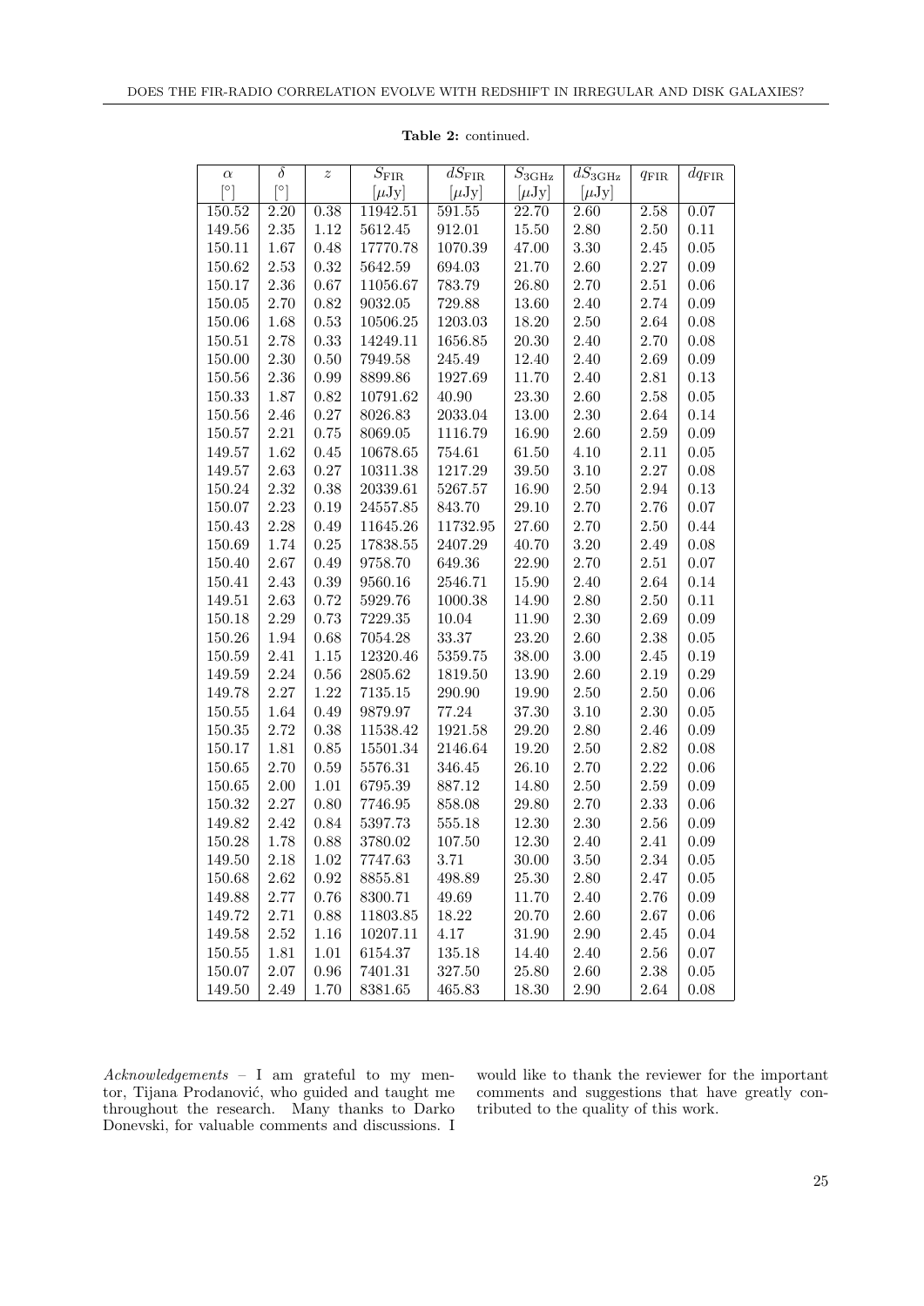**Table 2:** continued.

| $\alpha$ [°] | $\delta$ [°] | $z$ | $S_{\rm FIR}$ [$\mu$Jy] | $dS_{\rm FIR}$ [$\mu$Jy] | $S_{\rm 3GHz}$ [$\mu$Jy] | $dS_{\rm 3GHz}$ [$\mu$Jy] | $q_{\rm FIR}$ | $dq_{\rm FIR}$ |
|---|---|---|---|---|---|---|---|---|
| 150.52 | 2.20 | 0.38 | 11942.51 | 591.55 | 22.70 | 2.60 | 2.58 | 0.07 |
| 149.56 | 2.35 | 1.12 | 5612.45 | 912.01 | 15.50 | 2.80 | 2.50 | 0.11 |
| 150.11 | 1.67 | 0.48 | 17770.78 | 1070.39 | 47.00 | 3.30 | 2.45 | 0.05 |
| 150.62 | 2.53 | 0.32 | 5642.59 | 694.03 | 21.70 | 2.60 | 2.27 | 0.09 |
| 150.17 | 2.36 | 0.67 | 11056.67 | 783.79 | 26.80 | 2.70 | 2.51 | 0.06 |
| 150.05 | 2.70 | 0.82 | 9032.05 | 729.88 | 13.60 | 2.40 | 2.74 | 0.09 |
| 150.06 | 1.68 | 0.53 | 10506.25 | 1203.03 | 18.20 | 2.50 | 2.64 | 0.08 |
| 150.51 | 2.78 | 0.33 | 14249.11 | 1656.85 | 20.30 | 2.40 | 2.70 | 0.08 |
| 150.00 | 2.30 | 0.50 | 7949.58 | 245.49 | 12.40 | 2.40 | 2.69 | 0.09 |
| 150.56 | 2.36 | 0.99 | 8899.86 | 1927.69 | 11.70 | 2.40 | 2.81 | 0.13 |
| 150.33 | 1.87 | 0.82 | 10791.62 | 40.90 | 23.30 | 2.60 | 2.58 | 0.05 |
| 150.56 | 2.46 | 0.27 | 8026.83 | 2033.04 | 13.00 | 2.30 | 2.64 | 0.14 |
| 150.57 | 2.21 | 0.75 | 8069.05 | 1116.79 | 16.90 | 2.60 | 2.59 | 0.09 |
| 149.57 | 1.62 | 0.45 | 10678.65 | 754.61 | 61.50 | 4.10 | 2.11 | 0.05 |
| 149.57 | 2.63 | 0.27 | 10311.38 | 1217.29 | 39.50 | 3.10 | 2.27 | 0.08 |
| 150.24 | 2.32 | 0.38 | 20339.61 | 5267.57 | 16.90 | 2.50 | 2.94 | 0.13 |
| 150.07 | 2.23 | 0.19 | 24557.85 | 843.70 | 29.10 | 2.70 | 2.76 | 0.07 |
| 150.43 | 2.28 | 0.49 | 11645.26 | 11732.95 | 27.60 | 2.70 | 2.50 | 0.44 |
| 150.69 | 1.74 | 0.25 | 17838.55 | 2407.29 | 40.70 | 3.20 | 2.49 | 0.08 |
| 150.40 | 2.67 | 0.49 | 9758.70 | 649.36 | 22.90 | 2.70 | 2.51 | 0.07 |
| 150.41 | 2.43 | 0.39 | 9560.16 | 2546.71 | 15.90 | 2.40 | 2.64 | 0.14 |
| 149.51 | 2.63 | 0.72 | 5929.76 | 1000.38 | 14.90 | 2.80 | 2.50 | 0.11 |
| 150.18 | 2.29 | 0.73 | 7229.35 | 10.04 | 11.90 | 2.30 | 2.69 | 0.09 |
| 150.26 | 1.94 | 0.68 | 7054.28 | 33.37 | 23.20 | 2.60 | 2.38 | 0.05 |
| 150.59 | 2.41 | 1.15 | 12320.46 | 5359.75 | 38.00 | 3.00 | 2.45 | 0.19 |
| 149.59 | 2.24 | 0.56 | 2805.62 | 1819.50 | 13.90 | 2.60 | 2.19 | 0.29 |
| 149.78 | 2.27 | 1.22 | 7135.15 | 290.90 | 19.90 | 2.50 | 2.50 | 0.06 |
| 150.55 | 1.64 | 0.49 | 9879.97 | 77.24 | 37.30 | 3.10 | 2.30 | 0.05 |
| 150.35 | 2.72 | 0.38 | 11538.42 | 1921.58 | 29.20 | 2.80 | 2.46 | 0.09 |
| 150.17 | 1.81 | 0.85 | 15501.34 | 2146.64 | 19.20 | 2.50 | 2.82 | 0.08 |
| 150.65 | 2.70 | 0.59 | 5576.31 | 346.45 | 26.10 | 2.70 | 2.22 | 0.06 |
| 150.65 | 2.00 | 1.01 | 6795.39 | 887.12 | 14.80 | 2.50 | 2.59 | 0.09 |
| 150.32 | 2.27 | 0.80 | 7746.95 | 858.08 | 29.80 | 2.70 | 2.33 | 0.06 |
| 149.82 | 2.42 | 0.84 | 5397.73 | 555.18 | 12.30 | 2.30 | 2.56 | 0.09 |
| 150.28 | 1.78 | 0.88 | 3780.02 | 107.50 | 12.30 | 2.40 | 2.41 | 0.09 |
| 149.50 | 2.18 | 1.02 | 7747.63 | 3.71 | 30.00 | 3.50 | 2.34 | 0.05 |
| 150.68 | 2.62 | 0.92 | 8855.81 | 498.89 | 25.30 | 2.80 | 2.47 | 0.05 |
| 149.88 | 2.77 | 0.76 | 8300.71 | 49.69 | 11.70 | 2.40 | 2.76 | 0.09 |
| 149.72 | 2.71 | 0.88 | 11803.85 | 18.22 | 20.70 | 2.60 | 2.67 | 0.06 |
| 149.58 | 2.52 | 1.16 | 10207.11 | 4.17 | 31.90 | 2.90 | 2.45 | 0.04 |
| 150.55 | 1.81 | 1.01 | 6154.37 | 135.18 | 14.40 | 2.40 | 2.56 | 0.07 |
| 150.07 | 2.07 | 0.96 | 7401.31 | 327.50 | 25.80 | 2.60 | 2.38 | 0.05 |
| 149.50 | 2.49 | 1.70 | 8381.65 | 465.83 | 18.30 | 2.90 | 2.64 | 0.08 |

*Acknowledgements* – I am grateful to my mentor, Tijana Prodanović, who guided and taught me throughout the research. Many thanks to Darko Donevski, for valuable comments and discussions. I would like to thank the reviewer for the important comments and suggestions that have greatly contributed to the quality of this work.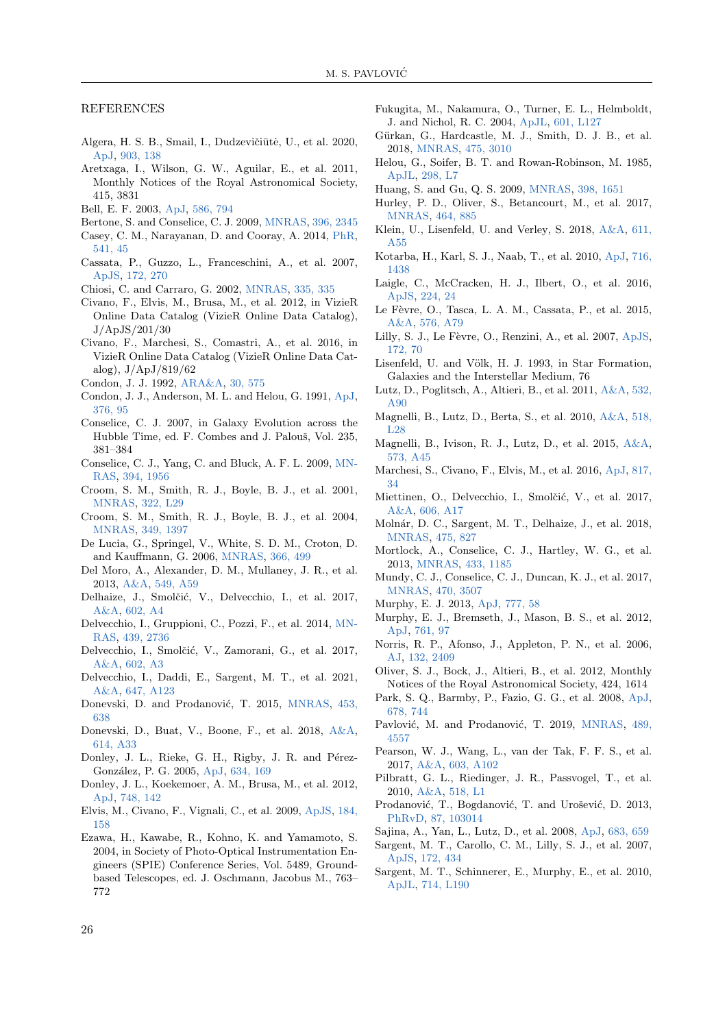## REFERENCES

Algera, H. S. B., Smail, I., Dudzevičiūtė, U., et al. 2020, ApJ, 903, 138

Aretxaga, I., Wilson, G. W., Aguilar, E., et al. 2011, Monthly Notices of the Royal Astronomical Society, 415, 3831

Bell, E. F. 2003, ApJ, 586, 794

Bertone, S. and Conselice, C. J. 2009, MNRAS, 396, 2345

Casey, C. M., Narayanan, D. and Cooray, A. 2014, PhR, 541, 45

Cassata, P., Guzzo, L., Franceschini, A., et al. 2007, ApJS, 172, 270

Chiosi, C. and Carraro, G. 2002, MNRAS, 335, 335

Civano, F., Elvis, M., Brusa, M., et al. 2012, in VizieR Online Data Catalog (VizieR Online Data Catalog), J/ApJS/201/30

Civano, F., Marchesi, S., Comastri, A., et al. 2016, in VizieR Online Data Catalog (VizieR Online Data Catalog), J/ApJ/819/62

Condon, J. J. 1992, ARA&A, 30, 575

Condon, J. J., Anderson, M. L. and Helou, G. 1991, ApJ, 376, 95

Conselice, C. J. 2007, in Galaxy Evolution across the Hubble Time, ed. F. Combes and J. Palouš, Vol. 235, 381–384

Conselice, C. J., Yang, C. and Bluck, A. F. L. 2009, MNRAS, 394, 1956

Croom, S. M., Smith, R. J., Boyle, B. J., et al. 2001, MNRAS, 322, L29

Croom, S. M., Smith, R. J., Boyle, B. J., et al. 2004, MNRAS, 349, 1397

De Lucia, G., Springel, V., White, S. D. M., Croton, D. and Kauffmann, G. 2006, MNRAS, 366, 499

Del Moro, A., Alexander, D. M., Mullaney, J. R., et al. 2013, A&A, 549, A59

Delhaize, J., Smolčić, V., Delvecchio, I., et al. 2017, A&A, 602, A4

Delvecchio, I., Gruppioni, C., Pozzi, F., et al. 2014, MNRAS, 439, 2736

Delvecchio, I., Smolčić, V., Zamorani, G., et al. 2017, A&A, 602, A3

Delvecchio, I., Daddi, E., Sargent, M. T., et al. 2021, A&A, 647, A123

Donevski, D. and Prodanović, T. 2015, MNRAS, 453, 638

Donevski, D., Buat, V., Boone, F., et al. 2018, A&A, 614, A33

Donley, J. L., Rieke, G. H., Rigby, J. R. and Pérez-González, P. G. 2005, ApJ, 634, 169

Donley, J. L., Koekemoer, A. M., Brusa, M., et al. 2012, ApJ, 748, 142

Elvis, M., Civano, F., Vignali, C., et al. 2009, ApJS, 184, 158

Ezawa, H., Kawabe, R., Kohno, K. and Yamamoto, S. 2004, in Society of Photo-Optical Instrumentation Engineers (SPIE) Conference Series, Vol. 5489, Ground-based Telescopes, ed. J. Oschmann, Jacobus M., 763–772

Fukugita, M., Nakamura, O., Turner, E. L., Helmboldt, J. and Nichol, R. C. 2004, ApJL, 601, L127

Gürkan, G., Hardcastle, M. J., Smith, D. J. B., et al. 2018, MNRAS, 475, 3010

Helou, G., Soifer, B. T. and Rowan-Robinson, M. 1985, ApJL, 298, L7

Huang, S. and Gu, Q. S. 2009, MNRAS, 398, 1651

Hurley, P. D., Oliver, S., Betancourt, M., et al. 2017, MNRAS, 464, 885

Klein, U., Lisenfeld, U. and Verley, S. 2018, A&A, 611, A55

Kotarba, H., Karl, S. J., Naab, T., et al. 2010, ApJ, 716, 1438

Laigle, C., McCracken, H. J., Ilbert, O., et al. 2016, ApJS, 224, 24

Le Fèvre, O., Tasca, L. A. M., Cassata, P., et al. 2015, A&A, 576, A79

Lilly, S. J., Le Fèvre, O., Renzini, A., et al. 2007, ApJS, 172, 70

Lisenfeld, U. and Völk, H. J. 1993, in Star Formation, Galaxies and the Interstellar Medium, 76

Lutz, D., Poglitsch, A., Altieri, B., et al. 2011, A&A, 532, A90

Magnelli, B., Lutz, D., Berta, S., et al. 2010, A&A, 518, L28

Magnelli, B., Ivison, R. J., Lutz, D., et al. 2015, A&A, 573, A45

Marchesi, S., Civano, F., Elvis, M., et al. 2016, ApJ, 817, 34

Miettinen, O., Delvecchio, I., Smolčić, V., et al. 2017, A&A, 606, A17

Molnár, D. C., Sargent, M. T., Delhaize, J., et al. 2018, MNRAS, 475, 827

Mortlock, A., Conselice, C. J., Hartley, W. G., et al. 2013, MNRAS, 433, 1185

Mundy, C. J., Conselice, C. J., Duncan, K. J., et al. 2017, MNRAS, 470, 3507

Murphy, E. J. 2013, ApJ, 777, 58

Murphy, E. J., Bremseth, J., Mason, B. S., et al. 2012, ApJ, 761, 97

Norris, R. P., Afonso, J., Appleton, P. N., et al. 2006, AJ, 132, 2409

Oliver, S. J., Bock, J., Altieri, B., et al. 2012, Monthly Notices of the Royal Astronomical Society, 424, 1614

Park, S. Q., Barmby, P., Fazio, G. G., et al. 2008, ApJ, 678, 744

Pavlović, M. and Prodanović, T. 2019, MNRAS, 489, 4557

Pearson, W. J., Wang, L., van der Tak, F. F. S., et al. 2017, A&A, 603, A102

Pilbratt, G. L., Riedinger, J. R., Passvogel, T., et al. 2010, A&A, 518, L1

Prodanović, T., Bogdanović, T. and Urošević, D. 2013, PhRvD, 87, 103014

Sajina, A., Yan, L., Lutz, D., et al. 2008, ApJ, 683, 659

Sargent, M. T., Carollo, C. M., Lilly, S. J., et al. 2007, ApJS, 172, 434

Sargent, M. T., Schinnerer, E., Murphy, E., et al. 2010, ApJL, 714, L190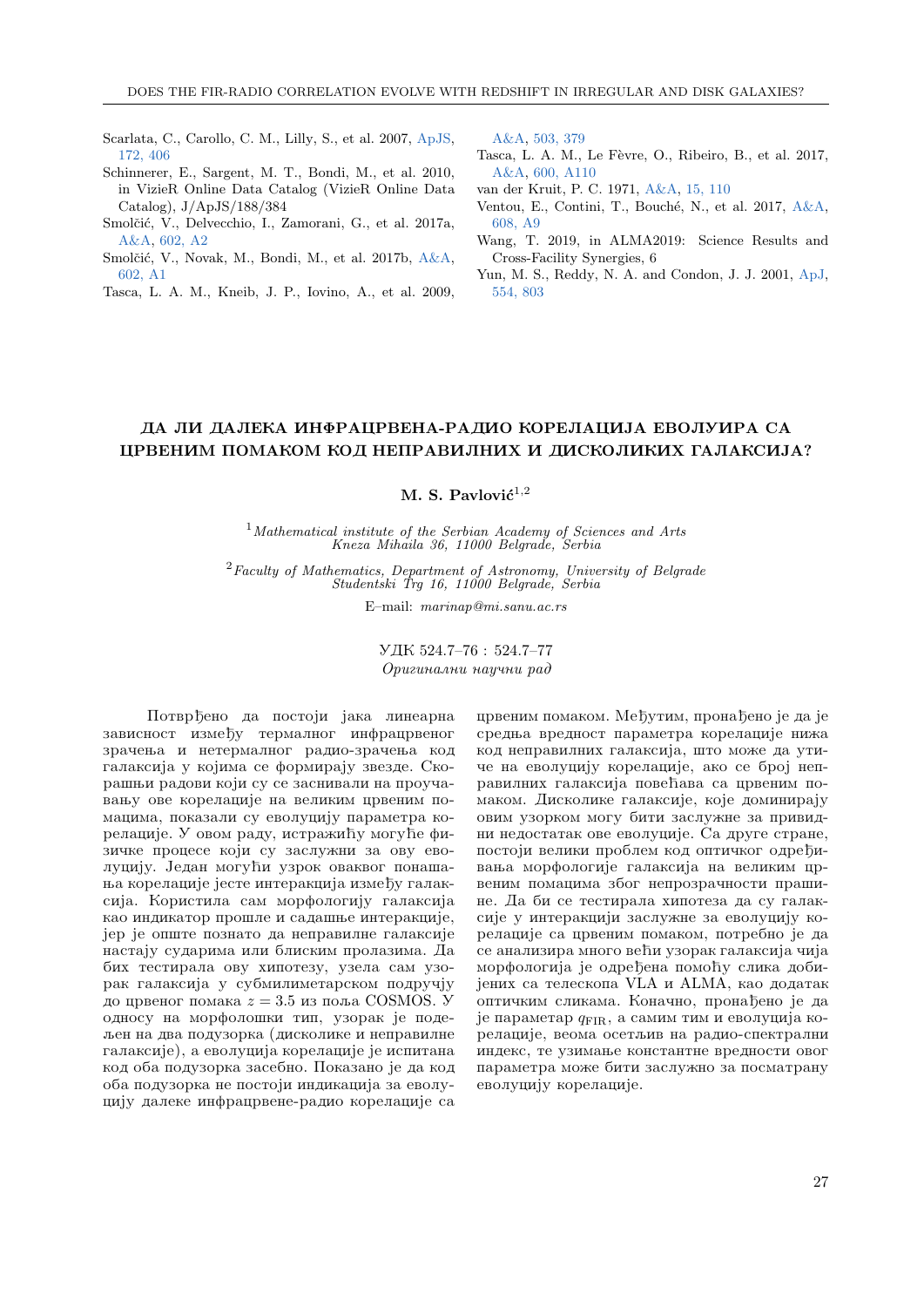Scarlata, C., Carollo, C. M., Lilly, S., et al. 2007, ApJS, 172, 406

Schinnerer, E., Sargent, M. T., Bondi, M., et al. 2010, in VizieR Online Data Catalog (VizieR Online Data Catalog), J/ApJS/188/384

Smolčić, V., Delvecchio, I., Zamorani, G., et al. 2017a, A&A, 602, A2

Smolčić, V., Novak, M., Bondi, M., et al. 2017b, A&A, 602, A1

Tasca, L. A. M., Kneib, J. P., Iovino, A., et al. 2009, A&A, 503, 379

Tasca, L. A. M., Le Fèvre, O., Ribeiro, B., et al. 2017, A&A, 600, A110

van der Kruit, P. C. 1971, A&A, 15, 110

Ventou, E., Contini, T., Bouché, N., et al. 2017, A&A, 608, A9

Wang, T. 2019, in ALMA2019: Science Results and Cross-Facility Synergies, 6

Yun, M. S., Reddy, N. A. and Condon, J. J. 2001, ApJ, 554, 803

# ДА ЛИ ДАЛЕКА ИНФРАЦРВЕНА-РАДИО КОРЕЛАЦИЈА ЕВОЛУИРА СА ЦРВЕНИМ ПОМАКОМ КОД НЕПРАВИЛНИХ И ДИСКОЛИКИХ ГАЛАКСИЈА?

**M. S. Pavlović**[1,2]

[1] *Mathematical institute of the Serbian Academy of Sciences and Arts Kneza Mihaila 36, 11000 Belgrade, Serbia*

[2] *Faculty of Mathematics, Department of Astronomy, University of Belgrade Studentski Trg 16, 11000 Belgrade, Serbia*

E–mail: *marinap@mi.sanu.ac.rs*

УДК 524.7–76 : 524.7–77

*Оригинални научни рад*

Потврђено да постоји јака линеарна зависност између термалног инфрацрвеног зрачења и нетермалног радио-зрачења код галаксија у којима се формирају звезде. Скорашњи радови који су се заснивали на проучавању ове корелације на великим црвеним помацима, показали су еволуцију параметра корелације. У овом раду, истражићу могуће физичке процесе који су заслужни за ову еволуцију. Један могући узрок оваквог понашања корелације јесте интеракција између галаксија. Користила сам морфологију галаксија као индикатор прошле и садашње интеракције, јер је опште познато да неправилне галаксије настају сударима или блиским пролазима. Да бих тестирала ову хипотезу, узела сам узорак галаксија у субмилиметарском подручју до црвеног помака $z = 3.5$ из поља COSMOS. У односу на морфолошки тип, узорак је подељен на два подузорка (дисколике и неправилне галаксије), а еволуција корелације је испитана код оба подузорка засебно. Показано је да код оба подузорка не постоји индикација за еволуцију далеке инфрацрвене-радио корелације са црвеним помаком. Међутим, пронађено је да је средња вредност параметра корелације нижа код неправилних галаксија, што може да утиче на еволуцију корелације, ако се број неправилних галаксија повећава са црвеним помаком. Дисколике галаксије, које доминирају овим узорком могу бити заслужне за привидни недостатак ове еволуције. Са друге стране, постоји велики проблем код оптичког одређивања морфологије галаксија на великим црвеним помацима због непрозрачности прашине. Да би се тестирала хипотеза да су галаксије у интеракцији заслужне за еволуцију корелације са црвеним помаком, потребно је да се анализира много већи узорак галаксија чија морфологија је одређена помоћу слика добијених са телескопа VLA и ALMA, као додатак оптичким сликама. Коначно, пронађено је да је параметар $q_{\rm FIR}$, а самим тим и еволуција корелације, веома осетљив на радио-спектрални индекс, те узимање константне вредности овог параметра може бити заслужно за посматрану еволуцију корелације.